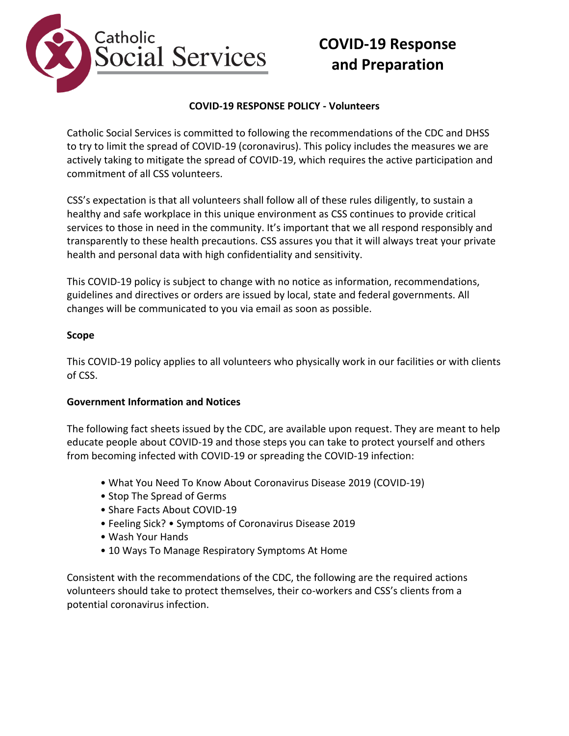Catholic Social Services

# COVID-19 Response and Preparation

## COVID-19 RESPONSE POLICY - Volunteers

Catholic Social Services is committed to following the recommendations of the CDC and DHSS to try to limit the spread of COVID-19 (coronavirus). This policy includes the measures we are actively taking to mitigate the spread of COVID-19, which requires the active participation and commitment of all CSS volunteers.

CSS's expectation is that all volunteers shall follow all of these rules diligently, to sustain a healthy and safe workplace in this unique environment as CSS continues to provide critical services to those in need in the community. It's important that we all respond responsibly and transparently to these health precautions. CSS assures you that it will always treat your private health and personal data with high confidentiality and sensitivity.

This COVID-19 policy is subject to change with no notice as information, recommendations, guidelines and directives or orders are issued by local, state and federal governments. All changes will be communicated to you via email as soon as possible.

### Scope

This COVID-19 policy applies to all volunteers who physically work in our facilities or with clients of CSS.

### Government Information and Notices

The following fact sheets issued by the CDC, are available upon request. They are meant to help educate people about COVID-19 and those steps you can take to protect yourself and others from becoming infected with COVID-19 or spreading the COVID-19 infection:

- What You Need To Know About Coronavirus Disease 2019 (COVID-19)
- Stop The Spread of Germs
- Share Facts About COVID-19
- Feeling Sick? • Symptoms of Coronavirus Disease 2019
- Wash Your Hands
- 10 Ways To Manage Respiratory Symptoms At Home

Consistent with the recommendations of the CDC, the following are the required actions volunteers should take to protect themselves, their co-workers and CSS's clients from a potential coronavirus infection.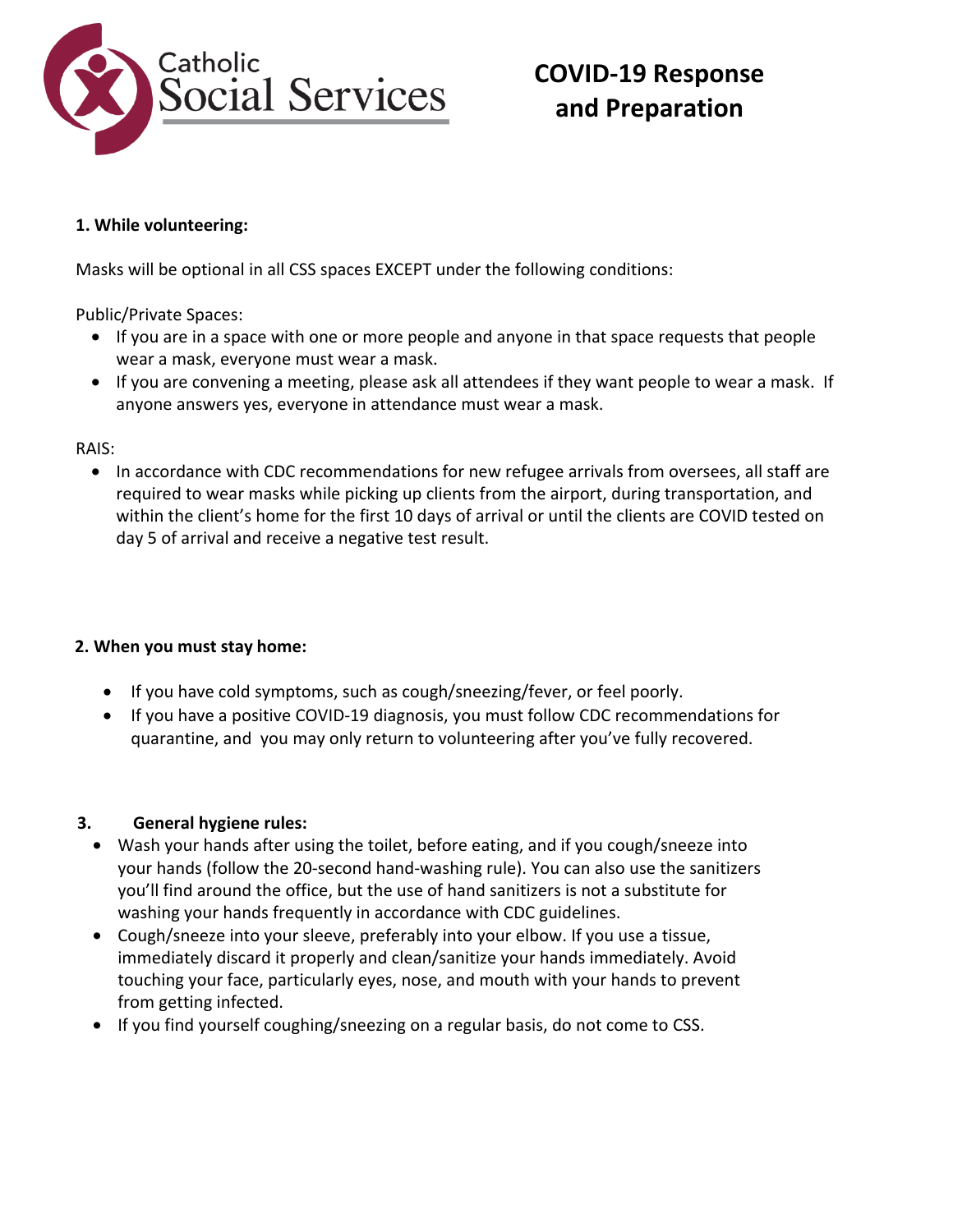Catholic Social Services

# COVID-19 Response and Preparation

**1. While volunteering:**

Masks will be optional in all CSS spaces EXCEPT under the following conditions:

Public/Private Spaces:

- If you are in a space with one or more people and anyone in that space requests that people wear a mask, everyone must wear a mask.
- If you are convening a meeting, please ask all attendees if they want people to wear a mask. If anyone answers yes, everyone in attendance must wear a mask.

RAIS:

- In accordance with CDC recommendations for new refugee arrivals from oversees, all staff are required to wear masks while picking up clients from the airport, during transportation, and within the client's home for the first 10 days of arrival or until the clients are COVID tested on day 5 of arrival and receive a negative test result.

**2. When you must stay home:**

- If you have cold symptoms, such as cough/sneezing/fever, or feel poorly.
- If you have a positive COVID-19 diagnosis, you must follow CDC recommendations for quarantine, and you may only return to volunteering after you've fully recovered.

**3. General hygiene rules:**

- Wash your hands after using the toilet, before eating, and if you cough/sneeze into your hands (follow the 20-second hand-washing rule). You can also use the sanitizers you'll find around the office, but the use of hand sanitizers is not a substitute for washing your hands frequently in accordance with CDC guidelines.
- Cough/sneeze into your sleeve, preferably into your elbow. If you use a tissue, immediately discard it properly and clean/sanitize your hands immediately. Avoid touching your face, particularly eyes, nose, and mouth with your hands to prevent from getting infected.
- If you find yourself coughing/sneezing on a regular basis, do not come to CSS.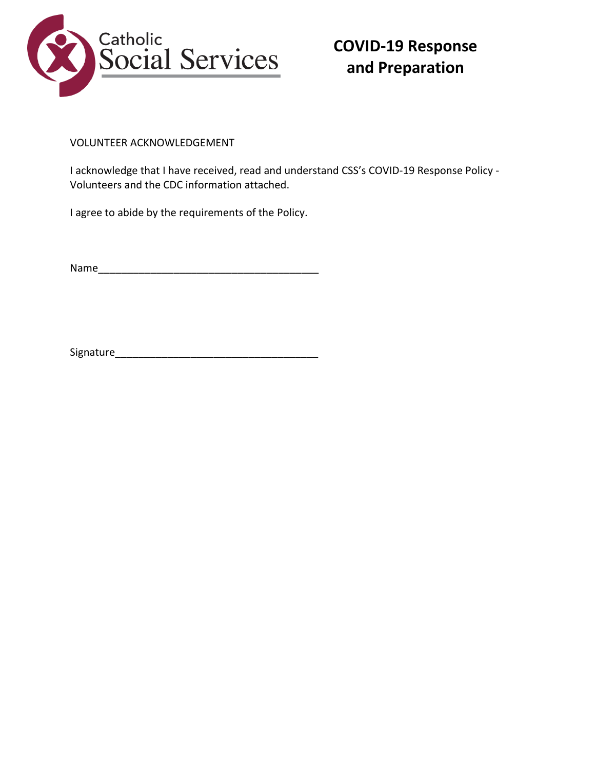Catholic Social Services

# COVID-19 Response and Preparation

VOLUNTEER ACKNOWLEDGEMENT

I acknowledge that I have received, read and understand CSS's COVID-19 Response Policy - Volunteers and the CDC information attached.

I agree to abide by the requirements of the Policy.

Name_______________________________________

Signature___________________________________